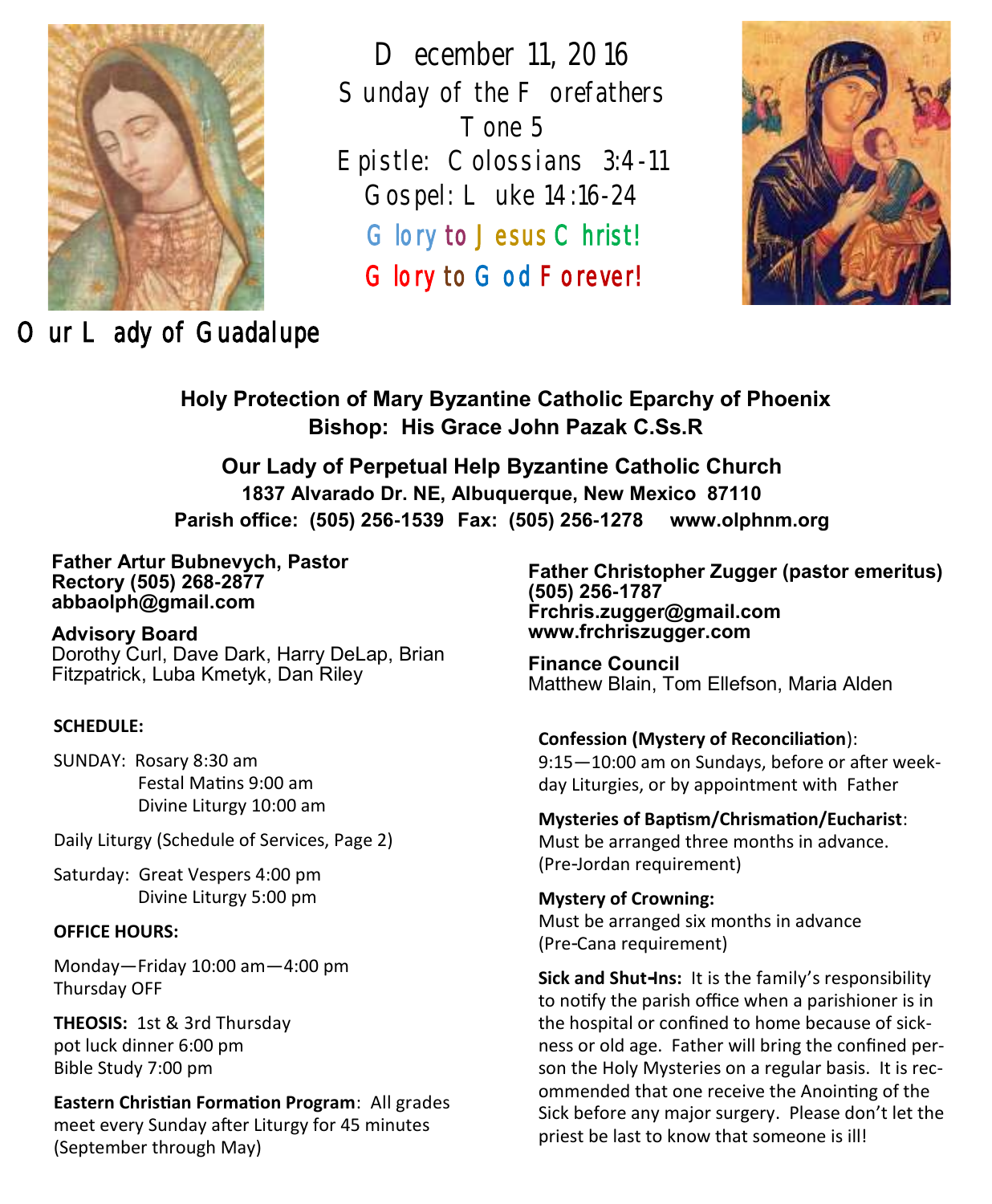December 11, 2016

Sunday of the Forefathers

Tone 5

Epistle: Colossians 3:4-11

Gospel: Luke 14:16-24

Glory to Jesus Christ!

Glory to God Forever!

Our Lady of Guadalupe

**Holy Protection of Mary Byzantine Catholic Eparchy of Phoenix**
**Bishop: His Grace John Pazak C.Ss.R**

## Our Lady of Perpetual Help Byzantine Catholic Church

**1837 Alvarado Dr. NE, Albuquerque, New Mexico 87110**
**Parish office: (505) 256-1539 Fax: (505) 256-1278 www.olphnm.org**

**Father Artur Bubnevych, Pastor**
**Rectory (505) 268-2877**
**abbaolph@gmail.com**

**Advisory Board**
Dorothy Curl, Dave Dark, Harry DeLap, Brian Fitzpatrick, Luba Kmetyk, Dan Riley

**SCHEDULE:**

SUNDAY: Rosary 8:30 am
Festal Matins 9:00 am
Divine Liturgy 10:00 am

Daily Liturgy (Schedule of Services, Page 2)

Saturday: Great Vespers 4:00 pm
Divine Liturgy 5:00 pm

**OFFICE HOURS:**

Monday—Friday 10:00 am—4:00 pm
Thursday OFF

**THEOSIS:** 1st & 3rd Thursday
pot luck dinner 6:00 pm
Bible Study 7:00 pm

**Eastern Christian Formation Program**: All grades meet every Sunday after Liturgy for 45 minutes (September through May)

**Father Christopher Zugger (pastor emeritus)**
**(505) 256-1787**
**Frchris.zugger@gmail.com**
**www.frchriszugger.com**

**Finance Council**
Matthew Blain, Tom Ellefson, Maria Alden

**Confession (Mystery of Reconciliation)**:
9:15—10:00 am on Sundays, before or after weekday Liturgies, or by appointment with Father

**Mysteries of Baptism/Chrismation/Eucharist**:
Must be arranged three months in advance. (Pre-Jordan requirement)

**Mystery of Crowning:**
Must be arranged six months in advance (Pre-Cana requirement)

**Sick and Shut-Ins:** It is the family's responsibility to notify the parish office when a parishioner is in the hospital or confined to home because of sickness or old age. Father will bring the confined person the Holy Mysteries on a regular basis. It is recommended that one receive the Anointing of the Sick before any major surgery. Please don't let the priest be last to know that someone is ill!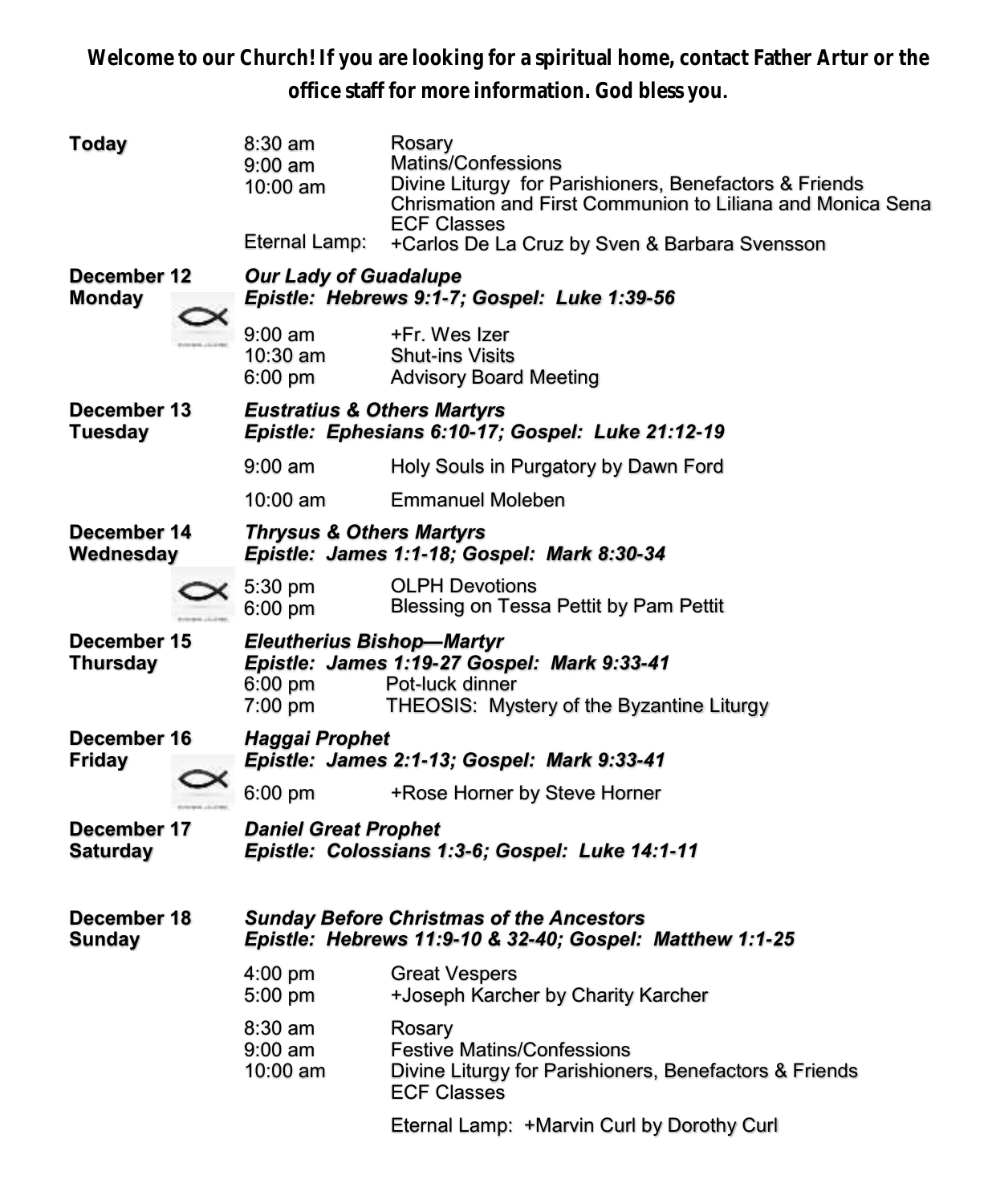**Welcome to our Church! If you are looking for a spiritual home, contact Father Artur or the office staff for more information. God bless you.**

| | | |
|---|---|---|
| **Today** | 8:30 am | Rosary |
| | 9:00 am | Matins/Confessions |
| | 10:00 am | Divine Liturgy for Parishioners, Benefactors & Friends |
| | | Chrismation and First Communion to Liliana and Monica Sena |
| | | ECF Classes |
| | Eternal Lamp: | +Carlos De La Cruz by Sven & Barbara Svensson |
| **December 12 Monday** | ***Our Lady of Guadalupe*** | |
| | ***Epistle: Hebrews 9:1-7; Gospel: Luke 1:39-56*** | |
| | 9:00 am | +Fr. Wes Izer |
| | 10:30 am | Shut-ins Visits |
| | 6:00 pm | Advisory Board Meeting |
| **December 13 Tuesday** | ***Eustratius & Others Martyrs*** | |
| | ***Epistle: Ephesians 6:10-17; Gospel: Luke 21:12-19*** | |
| | 9:00 am | Holy Souls in Purgatory by Dawn Ford |
| | 10:00 am | Emmanuel Moleben |
| **December 14 Wednesday** | ***Thrysus & Others Martyrs*** | |
| | ***Epistle: James 1:1-18; Gospel: Mark 8:30-34*** | |
| | 5:30 pm | OLPH Devotions |
| | 6:00 pm | Blessing on Tessa Pettit by Pam Pettit |
| **December 15 Thursday** | ***Eleutherius Bishop—Martyr*** | |
| | ***Epistle: James 1:19-27 Gospel: Mark 9:33-41*** | |
| | 6:00 pm | Pot-luck dinner |
| | 7:00 pm | THEOSIS: Mystery of the Byzantine Liturgy |
| **December 16 Friday** | ***Haggai Prophet*** | |
| | ***Epistle: James 2:1-13; Gospel: Mark 9:33-41*** | |
| | 6:00 pm | +Rose Horner by Steve Horner |
| **December 17 Saturday** | ***Daniel Great Prophet*** | |
| | ***Epistle: Colossians 1:3-6; Gospel: Luke 14:1-11*** | |
| **December 18 Sunday** | ***Sunday Before Christmas of the Ancestors*** | |
| | ***Epistle: Hebrews 11:9-10 & 32-40; Gospel: Matthew 1:1-25*** | |
| | 4:00 pm | Great Vespers |
| | 5:00 pm | +Joseph Karcher by Charity Karcher |
| | 8:30 am | Rosary |
| | 9:00 am | Festive Matins/Confessions |
| | 10:00 am | Divine Liturgy for Parishioners, Benefactors & Friends |
| | | ECF Classes |
| | | Eternal Lamp: +Marvin Curl by Dorothy Curl |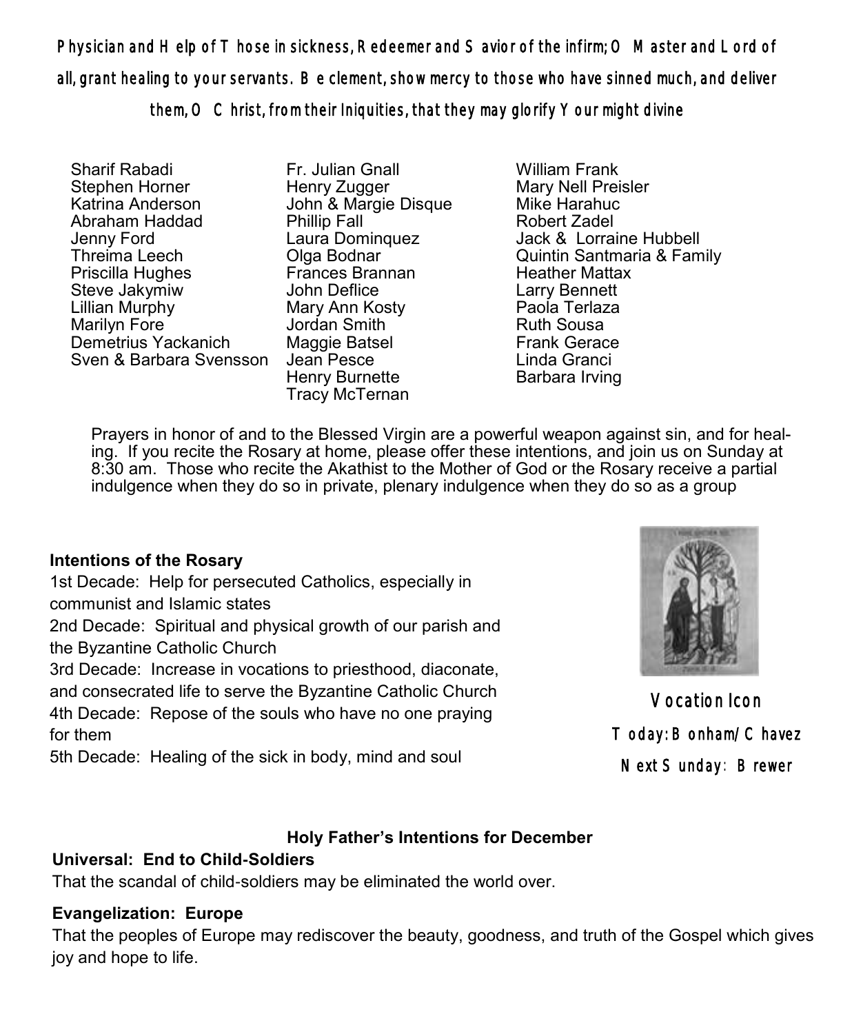Physician and Help of Those in sickness, Redeemer and Savior of the infirm; O Master and Lord of all, grant healing to your servants. Be clement, show mercy to those who have sinned much, and deliver them, O Christ, from their Iniquities, that they may glorify Your might divine

- Sharif Rabadi
- Stephen Horner
- Katrina Anderson
- Abraham Haddad
- Jenny Ford
- Threima Leech
- Priscilla Hughes
- Steve Jakymiw
- Lillian Murphy
- Marilyn Fore
- Demetrius Yackanich
- Sven & Barbara Svensson
- Fr. Julian Gnall
- Henry Zugger
- John & Margie Disque
- Phillip Fall
- Laura Dominquez
- Olga Bodnar
- Frances Brannan
- John Deflice
- Mary Ann Kosty
- Jordan Smith
- Maggie Batsel
- Jean Pesce
- Henry Burnette
- Tracy McTernan
- William Frank
- Mary Nell Preisler
- Mike Harahuc
- Robert Zadel
- Jack & Lorraine Hubbell
- Quintin Santmaria & Family
- Heather Mattax
- Larry Bennett
- Paola Terlaza
- Ruth Sousa
- Frank Gerace
- Linda Granci
- Barbara Irving

Prayers in honor of and to the Blessed Virgin are a powerful weapon against sin, and for healing. If you recite the Rosary at home, please offer these intentions, and join us on Sunday at 8:30 am. Those who recite the Akathist to the Mother of God or the Rosary receive a partial indulgence when they do so in private, plenary indulgence when they do so as a group

**Intentions of the Rosary**

1st Decade: Help for persecuted Catholics, especially in communist and Islamic states

2nd Decade: Spiritual and physical growth of our parish and the Byzantine Catholic Church

3rd Decade: Increase in vocations to priesthood, diaconate, and consecrated life to serve the Byzantine Catholic Church

4th Decade: Repose of the souls who have no one praying for them

5th Decade: Healing of the sick in body, mind and soul

Vocation Icon

Today: Bonham/Chavez

Next Sunday: Brewer

**Holy Father's Intentions for December**

**Universal: End to Child-Soldiers**

That the scandal of child-soldiers may be eliminated the world over.

**Evangelization: Europe**

That the peoples of Europe may rediscover the beauty, goodness, and truth of the Gospel which gives joy and hope to life.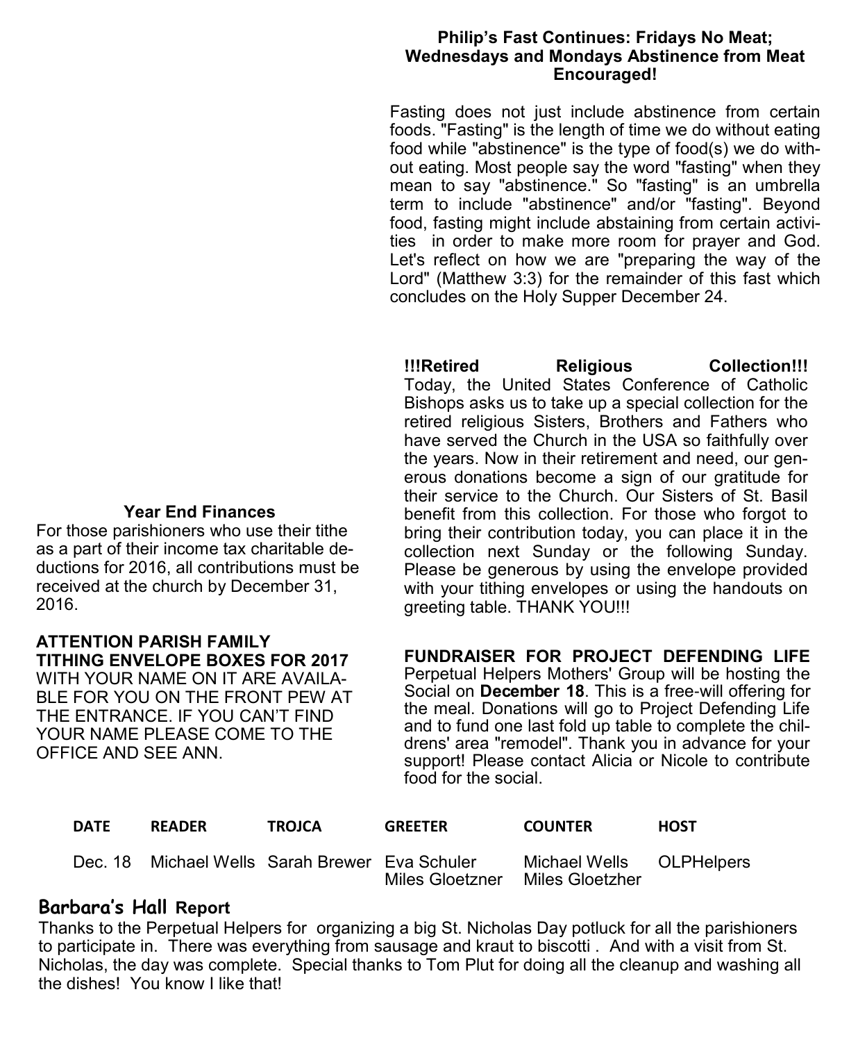### Philip's Fast Continues: Fridays No Meat; Wednesdays and Mondays Abstinence from Meat Encouraged!

Fasting does not just include abstinence from certain foods. "Fasting" is the length of time we do without eating food while "abstinence" is the type of food(s) we do without eating. Most people say the word "fasting" when they mean to say "abstinence." So "fasting" is an umbrella term to include "abstinence" and/or "fasting". Beyond food, fasting might include abstaining from certain activities in order to make more room for prayer and God. Let's reflect on how we are "preparing the way of the Lord" (Matthew 3:3) for the remainder of this fast which concludes on the Holy Supper December 24.

**!!!Retired Religious Collection!!!** Today, the United States Conference of Catholic Bishops asks us to take up a special collection for the retired religious Sisters, Brothers and Fathers who have served the Church in the USA so faithfully over the years. Now in their retirement and need, our generous donations become a sign of our gratitude for their service to the Church. Our Sisters of St. Basil benefit from this collection. For those who forgot to bring their contribution today, you can place it in the collection next Sunday or the following Sunday. Please be generous by using the envelope provided with your tithing envelopes or using the handouts on greeting table. THANK YOU!!!

### Year End Finances

For those parishioners who use their tithe as a part of their income tax charitable deductions for 2016, all contributions must be received at the church by December 31, 2016.

**ATTENTION PARISH FAMILY**
**TITHING ENVELOPE BOXES FOR 2017**
WITH YOUR NAME ON IT ARE AVAILABLE FOR YOU ON THE FRONT PEW AT THE ENTRANCE. IF YOU CAN'T FIND YOUR NAME PLEASE COME TO THE OFFICE AND SEE ANN.

**FUNDRAISER FOR PROJECT DEFENDING LIFE** Perpetual Helpers Mothers' Group will be hosting the Social on **December 18**. This is a free-will offering for the meal. Donations will go to Project Defending Life and to fund one last fold up table to complete the childrens' area "remodel". Thank you in advance for your support! Please contact Alicia or Nicole to contribute food for the social.

| DATE | READER | TROJCA | GREETER | COUNTER | HOST |
|---|---|---|---|---|---|
| Dec. 18 | Michael Wells | Sarah Brewer | Eva Schuler<br>Miles Gloetzner | Michael Wells<br>Miles Gloetzher | OLPHelpers |

### Barbara's Hall Report

Thanks to the Perpetual Helpers for organizing a big St. Nicholas Day potluck for all the parishioners to participate in. There was everything from sausage and kraut to biscotti . And with a visit from St. Nicholas, the day was complete. Special thanks to Tom Plut for doing all the cleanup and washing all the dishes! You know I like that!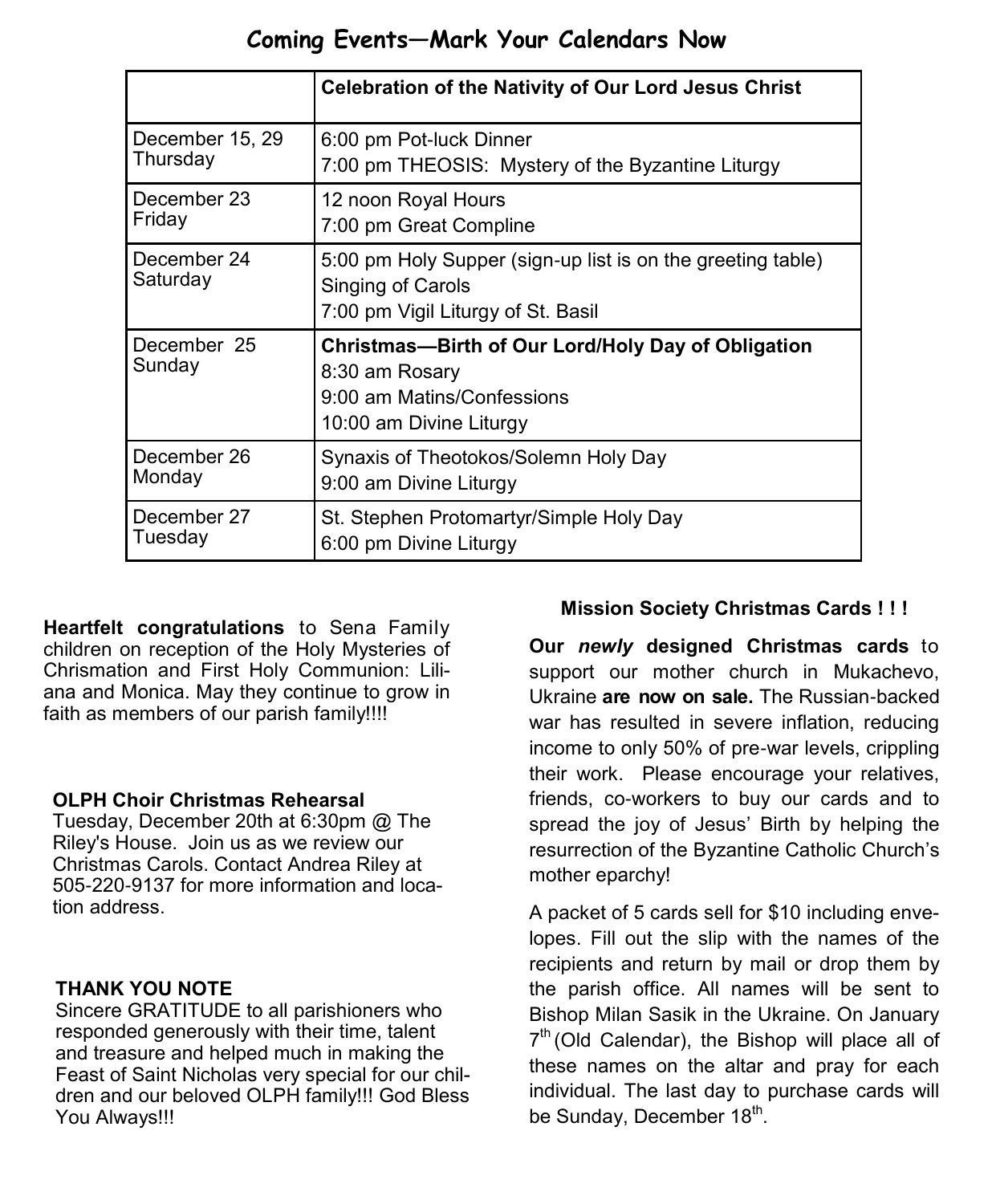## Coming Events—Mark Your Calendars Now

| | **Celebration of the Nativity of Our Lord Jesus Christ** |
|---|---|
| December 15, 29<br>Thursday | 6:00 pm Pot-luck Dinner<br>7:00 pm THEOSIS: Mystery of the Byzantine Liturgy |
| December 23<br>Friday | 12 noon Royal Hours<br>7:00 pm Great Compline |
| December 24<br>Saturday | 5:00 pm Holy Supper (sign-up list is on the greeting table)<br>Singing of Carols<br>7:00 pm Vigil Liturgy of St. Basil |
| December 25<br>Sunday | **Christmas—Birth of Our Lord/Holy Day of Obligation**<br>8:30 am Rosary<br>9:00 am Matins/Confessions<br>10:00 am Divine Liturgy |
| December 26<br>Monday | Synaxis of Theotokos/Solemn Holy Day<br>9:00 am Divine Liturgy |
| December 27<br>Tuesday | St. Stephen Protomartyr/Simple Holy Day<br>6:00 pm Divine Liturgy |

**Heartfelt congratulations** to Sena Family children on reception of the Holy Mysteries of Chrismation and First Holy Communion: Liliana and Monica. May they continue to grow in faith as members of our parish family!!!!

**OLPH Choir Christmas Rehearsal**
Tuesday, December 20th at 6:30pm @ The Riley's House. Join us as we review our Christmas Carols. Contact Andrea Riley at 505-220-9137 for more information and location address.

**THANK YOU NOTE**
Sincere GRATITUDE to all parishioners who responded generously with their time, talent and treasure and helped much in making the Feast of Saint Nicholas very special for our children and our beloved OLPH family!!! God Bless You Always!!!

**Mission Society Christmas Cards ! ! !**

**Our *newly* designed Christmas cards** to support our mother church in Mukachevo, Ukraine **are now on sale.** The Russian-backed war has resulted in severe inflation, reducing income to only 50% of pre-war levels, crippling their work. Please encourage your relatives, friends, co-workers to buy our cards and to spread the joy of Jesus' Birth by helping the resurrection of the Byzantine Catholic Church's mother eparchy!

A packet of 5 cards sell for $10 including envelopes. Fill out the slip with the names of the recipients and return by mail or drop them by the parish office. All names will be sent to Bishop Milan Sasik in the Ukraine. On January 7th (Old Calendar), the Bishop will place all of these names on the altar and pray for each individual. The last day to purchase cards will be Sunday, December 18th.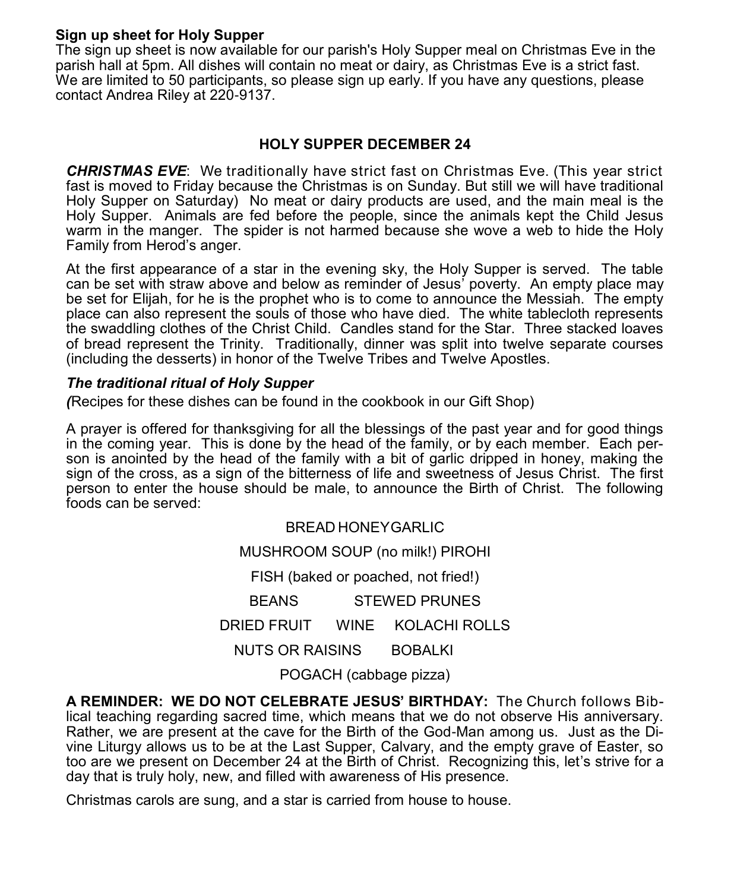**Sign up sheet for Holy Supper**

The sign up sheet is now available for our parish's Holy Supper meal on Christmas Eve in the parish hall at 5pm. All dishes will contain no meat or dairy, as Christmas Eve is a strict fast. We are limited to 50 participants, so please sign up early. If you have any questions, please contact Andrea Riley at 220-9137.

## HOLY SUPPER DECEMBER 24

***CHRISTMAS EVE***: We traditionally have strict fast on Christmas Eve. (This year strict fast is moved to Friday because the Christmas is on Sunday. But still we will have traditional Holy Supper on Saturday) No meat or dairy products are used, and the main meal is the Holy Supper. Animals are fed before the people, since the animals kept the Child Jesus warm in the manger. The spider is not harmed because she wove a web to hide the Holy Family from Herod's anger.

At the first appearance of a star in the evening sky, the Holy Supper is served. The table can be set with straw above and below as reminder of Jesus' poverty. An empty place may be set for Elijah, for he is the prophet who is to come to announce the Messiah. The empty place can also represent the souls of those who have died. The white tablecloth represents the swaddling clothes of the Christ Child. Candles stand for the Star. Three stacked loaves of bread represent the Trinity. Traditionally, dinner was split into twelve separate courses (including the desserts) in honor of the Twelve Tribes and Twelve Apostles.

### *The traditional ritual of Holy Supper*

*(*Recipes for these dishes can be found in the cookbook in our Gift Shop)

A prayer is offered for thanksgiving for all the blessings of the past year and for good things in the coming year. This is done by the head of the family, or by each member. Each person is anointed by the head of the family with a bit of garlic dripped in honey, making the sign of the cross, as a sign of the bitterness of life and sweetness of Jesus Christ. The first person to enter the house should be male, to announce the Birth of Christ. The following foods can be served:

BREAD HONEY GARLIC

MUSHROOM SOUP (no milk!) PIROHI

FISH (baked or poached, not fried!)

BEANS STEWED PRUNES

DRIED FRUIT WINE KOLACHI ROLLS

NUTS OR RAISINS BOBALKI

POGACH (cabbage pizza)

**A REMINDER: WE DO NOT CELEBRATE JESUS' BIRTHDAY:** The Church follows Biblical teaching regarding sacred time, which means that we do not observe His anniversary. Rather, we are present at the cave for the Birth of the God-Man among us. Just as the Divine Liturgy allows us to be at the Last Supper, Calvary, and the empty grave of Easter, so too are we present on December 24 at the Birth of Christ. Recognizing this, let's strive for a day that is truly holy, new, and filled with awareness of His presence.

Christmas carols are sung, and a star is carried from house to house.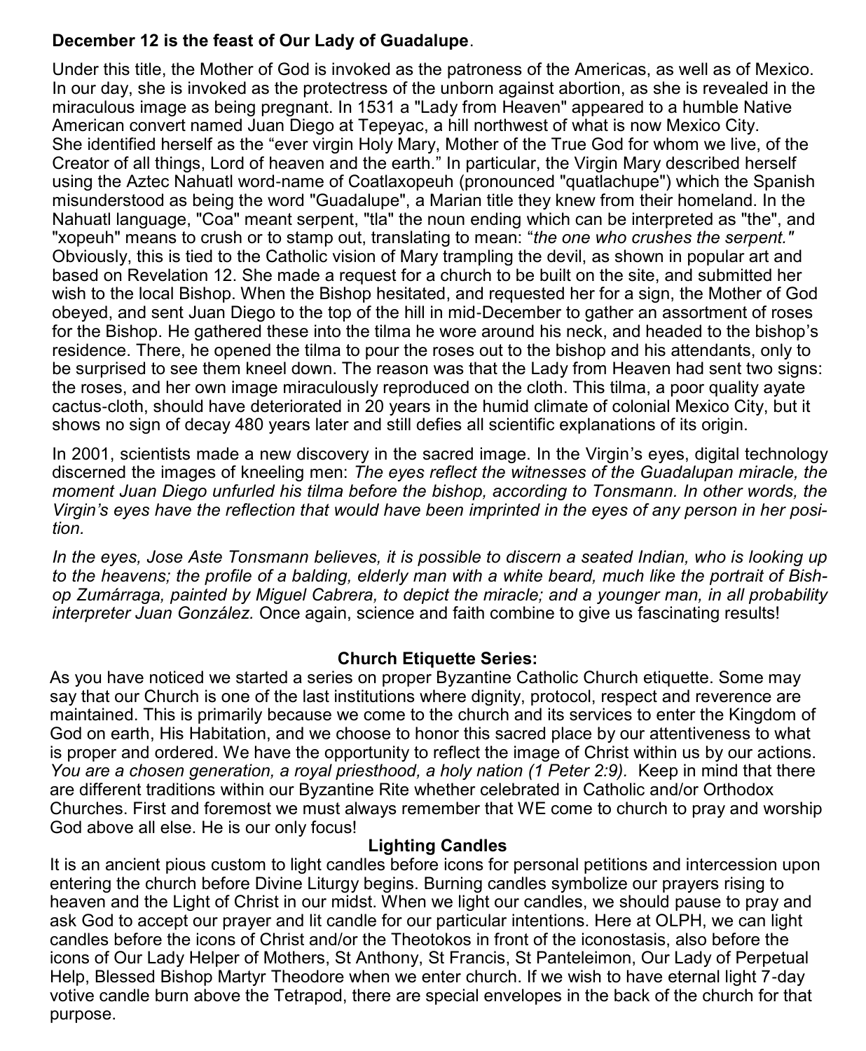**December 12 is the feast of Our Lady of Guadalupe**.

Under this title, the Mother of God is invoked as the patroness of the Americas, as well as of Mexico. In our day, she is invoked as the protectress of the unborn against abortion, as she is revealed in the miraculous image as being pregnant. In 1531 a "Lady from Heaven" appeared to a humble Native American convert named Juan Diego at Tepeyac, a hill northwest of what is now Mexico City. She identified herself as the “ever virgin Holy Mary, Mother of the True God for whom we live, of the Creator of all things, Lord of heaven and the earth.” In particular, the Virgin Mary described herself using the Aztec Nahuatl word-name of Coatlaxopeuh (pronounced "quatlachupe") which the Spanish misunderstood as being the word "Guadalupe", a Marian title they knew from their homeland. In the Nahuatl language, "Coa" meant serpent, "tla" the noun ending which can be interpreted as "the", and "xopeuh" means to crush or to stamp out, translating to mean: “*the one who crushes the serpent."* Obviously, this is tied to the Catholic vision of Mary trampling the devil, as shown in popular art and based on Revelation 12. She made a request for a church to be built on the site, and submitted her wish to the local Bishop. When the Bishop hesitated, and requested her for a sign, the Mother of God obeyed, and sent Juan Diego to the top of the hill in mid-December to gather an assortment of roses for the Bishop. He gathered these into the tilma he wore around his neck, and headed to the bishop’s residence. There, he opened the tilma to pour the roses out to the bishop and his attendants, only to be surprised to see them kneel down. The reason was that the Lady from Heaven had sent two signs: the roses, and her own image miraculously reproduced on the cloth. This tilma, a poor quality ayate cactus-cloth, should have deteriorated in 20 years in the humid climate of colonial Mexico City, but it shows no sign of decay 480 years later and still defies all scientific explanations of its origin.

In 2001, scientists made a new discovery in the sacred image. In the Virgin’s eyes, digital technology discerned the images of kneeling men: *The eyes reflect the witnesses of the Guadalupan miracle, the moment Juan Diego unfurled his tilma before the bishop, according to Tonsmann. In other words, the Virgin’s eyes have the reflection that would have been imprinted in the eyes of any person in her position.*

*In the eyes, Jose Aste Tonsmann believes, it is possible to discern a seated Indian, who is looking up to the heavens; the profile of a balding, elderly man with a white beard, much like the portrait of Bishop Zumárraga, painted by Miguel Cabrera, to depict the miracle; and a younger man, in all probability interpreter Juan González.* Once again, science and faith combine to give us fascinating results!

**Church Etiquette Series:**

As you have noticed we started a series on proper Byzantine Catholic Church etiquette. Some may say that our Church is one of the last institutions where dignity, protocol, respect and reverence are maintained. This is primarily because we come to the church and its services to enter the Kingdom of God on earth, His Habitation, and we choose to honor this sacred place by our attentiveness to what is proper and ordered. We have the opportunity to reflect the image of Christ within us by our actions. *You are a chosen generation, a royal priesthood, a holy nation (1 Peter 2:9).* Keep in mind that there are different traditions within our Byzantine Rite whether celebrated in Catholic and/or Orthodox Churches. First and foremost we must always remember that WE come to church to pray and worship God above all else. He is our only focus!

**Lighting Candles**

It is an ancient pious custom to light candles before icons for personal petitions and intercession upon entering the church before Divine Liturgy begins. Burning candles symbolize our prayers rising to heaven and the Light of Christ in our midst. When we light our candles, we should pause to pray and ask God to accept our prayer and lit candle for our particular intentions. Here at OLPH, we can light candles before the icons of Christ and/or the Theotokos in front of the iconostasis, also before the icons of Our Lady Helper of Mothers, St Anthony, St Francis, St Panteleimon, Our Lady of Perpetual Help, Blessed Bishop Martyr Theodore when we enter church. If we wish to have eternal light 7-day votive candle burn above the Tetrapod, there are special envelopes in the back of the church for that purpose.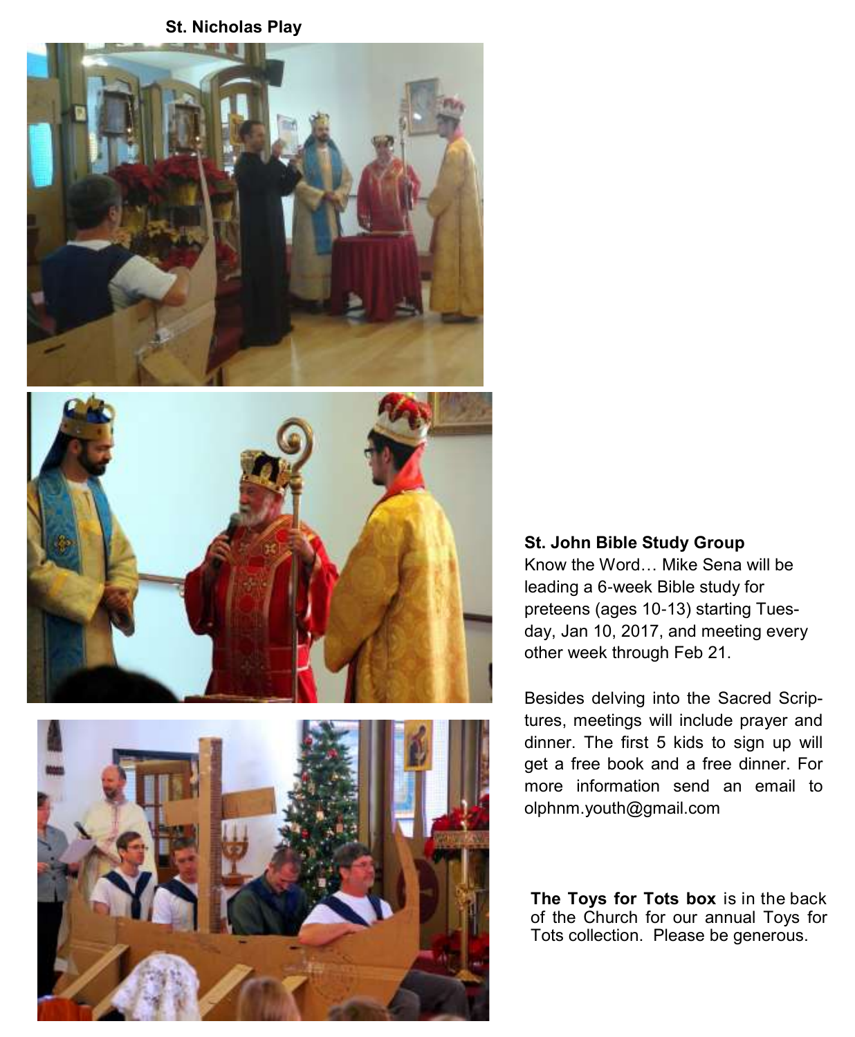**St. Nicholas Play**

**St. John Bible Study Group**
Know the Word… Mike Sena will be leading a 6-week Bible study for preteens (ages 10-13) starting Tuesday, Jan 10, 2017, and meeting every other week through Feb 21.

Besides delving into the Sacred Scriptures, meetings will include prayer and dinner. The first 5 kids to sign up will get a free book and a free dinner. For more information send an email to olphnm.youth@gmail.com

**The Toys for Tots box** is in the back of the Church for our annual Toys for Tots collection. Please be generous.